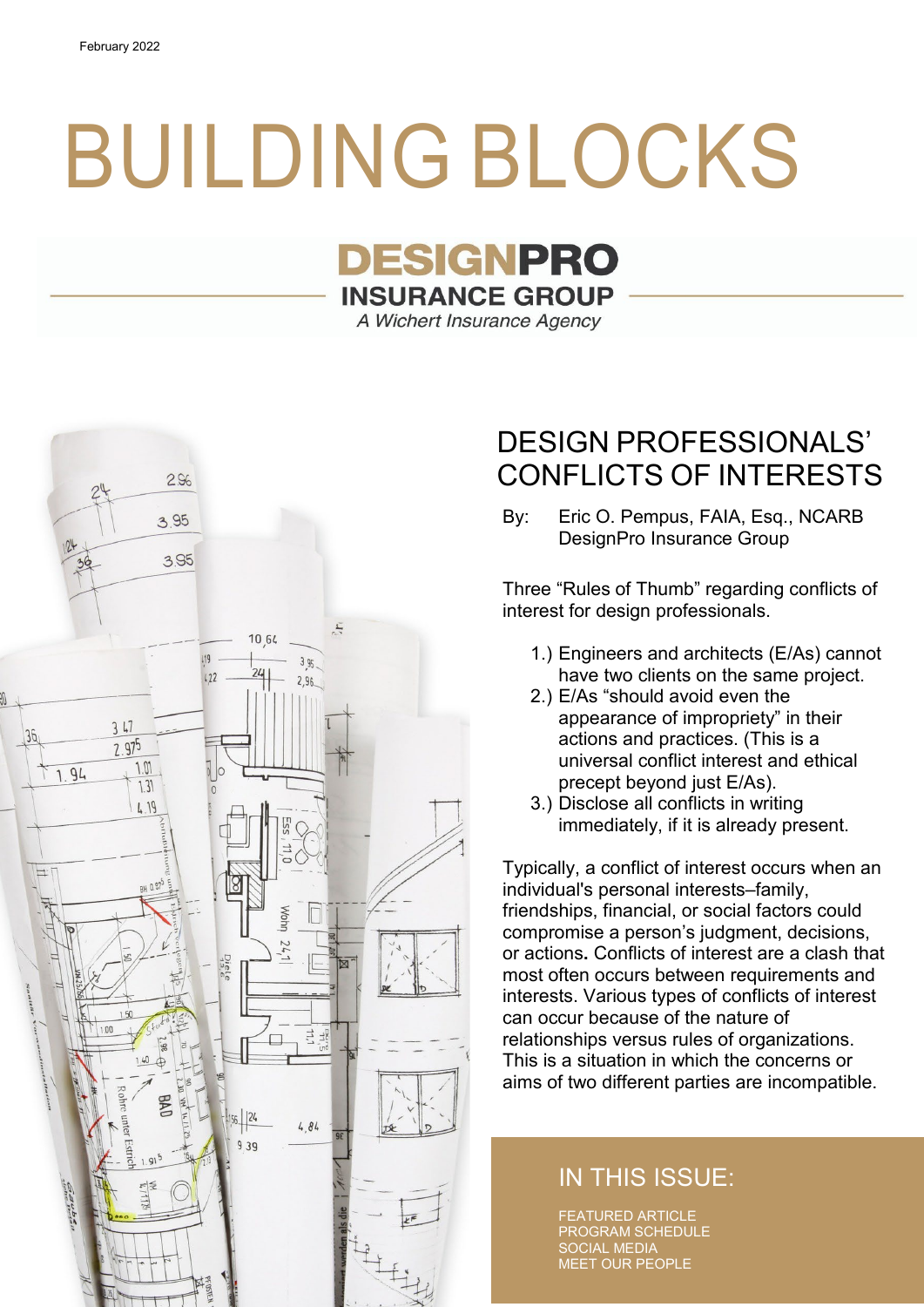February 2022

# BUILDING BLOCKS

**DESIGNPRO**
**INSURANCE GROUP**
*A Wichert Insurance Agency*

## DESIGN PROFESSIONALS' CONFLICTS OF INTERESTS

By: Eric O. Pempus, FAIA, Esq., NCARB
DesignPro Insurance Group

Three "Rules of Thumb" regarding conflicts of interest for design professionals.

1.) Engineers and architects (E/As) cannot have two clients on the same project.
2.) E/As "should avoid even the appearance of impropriety" in their actions and practices. (This is a universal conflict interest and ethical precept beyond just E/As).
3.) Disclose all conflicts in writing immediately, if it is already present.

Typically, a conflict of interest occurs when an individual's personal interests–family, friendships, financial, or social factors could compromise a person's judgment, decisions, or actions. Conflicts of interest are a clash that most often occurs between requirements and interests. Various types of conflicts of interest can occur because of the nature of relationships versus rules of organizations. This is a situation in which the concerns or aims of two different parties are incompatible.

## IN THIS ISSUE:

FEATURED ARTICLE
PROGRAM SCHEDULE
SOCIAL MEDIA
MEET OUR PEOPLE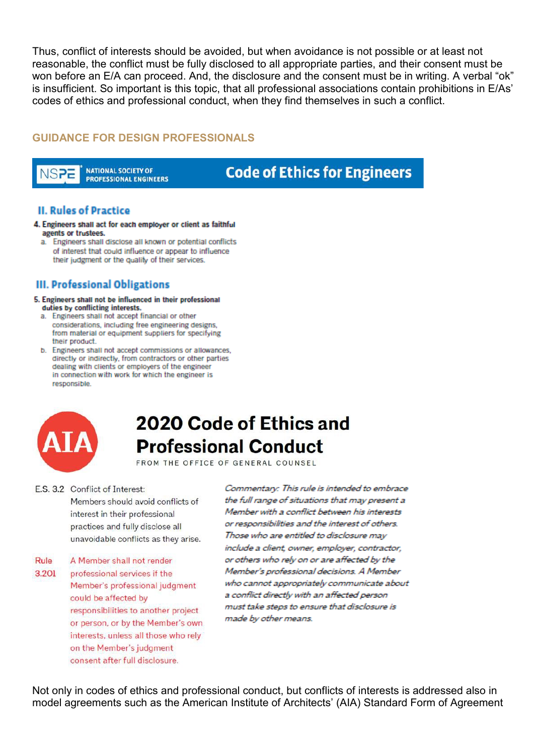Thus, conflict of interests should be avoided, but when avoidance is not possible or at least not reasonable, the conflict must be fully disclosed to all appropriate parties, and their consent must be won before an E/A can proceed. And, the disclosure and the consent must be in writing. A verbal "ok" is insufficient. So important is this topic, that all professional associations contain prohibitions in E/As' codes of ethics and professional conduct, when they find themselves in such a conflict.

## GUIDANCE FOR DESIGN PROFESSIONALS

**NSPE NATIONAL SOCIETY OF PROFESSIONAL ENGINEERS — Code of Ethics for Engineers**

### II. Rules of Practice

**4. Engineers shall act for each employer or client as faithful agents or trustees.**

a. Engineers shall disclose all known or potential conflicts of interest that could influence or appear to influence their judgment or the quality of their services.

### III. Professional Obligations

**5. Engineers shall not be influenced in their professional duties by conflicting interests.**

a. Engineers shall not accept financial or other considerations, including free engineering designs, from material or equipment suppliers for specifying their product.

b. Engineers shall not accept commissions or allowances, directly or indirectly, from contractors or other parties dealing with clients or employers of the engineer in connection with work for which the engineer is responsible.

**AIA**

## 2020 Code of Ethics and Professional Conduct

FROM THE OFFICE OF GENERAL COUNSEL

E.S. 3.2 Conflict of Interest: Members should avoid conflicts of interest in their professional practices and fully disclose all unavoidable conflicts as they arise.

Rule 3.201 A Member shall not render professional services if the Member's professional judgment could be affected by responsibilities to another project or person, or by the Member's own interests, unless all those who rely on the Member's judgment consent after full disclosure.

*Commentary: This rule is intended to embrace the full range of situations that may present a Member with a conflict between his interests or responsibilities and the interest of others. Those who are entitled to disclosure may include a client, owner, employer, contractor, or others who rely on or are affected by the Member's professional decisions. A Member who cannot appropriately communicate about a conflict directly with an affected person must take steps to ensure that disclosure is made by other means.*

Not only in codes of ethics and professional conduct, but conflicts of interests is addressed also in model agreements such as the American Institute of Architects' (AIA) Standard Form of Agreement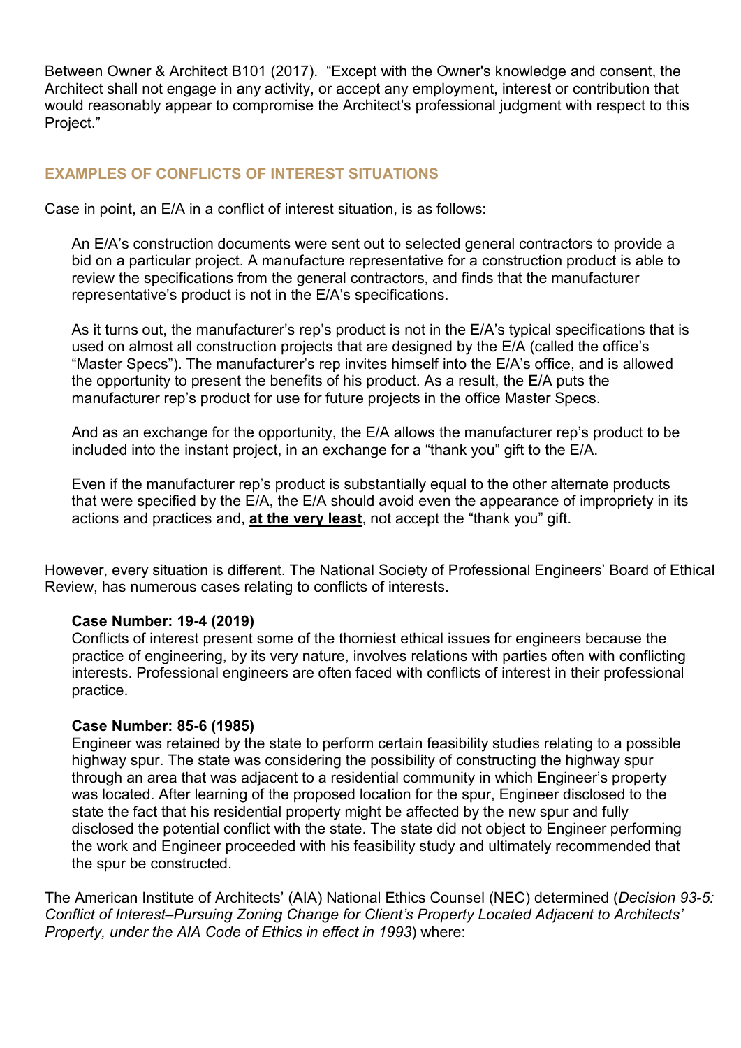Between Owner & Architect B101 (2017). “Except with the Owner's knowledge and consent, the Architect shall not engage in any activity, or accept any employment, interest or contribution that would reasonably appear to compromise the Architect's professional judgment with respect to this Project.”

## EXAMPLES OF CONFLICTS OF INTEREST SITUATIONS

Case in point, an E/A in a conflict of interest situation, is as follows:

> An E/A’s construction documents were sent out to selected general contractors to provide a bid on a particular project. A manufacture representative for a construction product is able to review the specifications from the general contractors, and finds that the manufacturer representative’s product is not in the E/A’s specifications.
>
> As it turns out, the manufacturer’s rep’s product is not in the E/A’s typical specifications that is used on almost all construction projects that are designed by the E/A (called the office’s “Master Specs”). The manufacturer’s rep invites himself into the E/A’s office, and is allowed the opportunity to present the benefits of his product. As a result, the E/A puts the manufacturer rep’s product for use for future projects in the office Master Specs.
>
> And as an exchange for the opportunity, the E/A allows the manufacturer rep’s product to be included into the instant project, in an exchange for a “thank you” gift to the E/A.
>
> Even if the manufacturer rep’s product is substantially equal to the other alternate products that were specified by the E/A, the E/A should avoid even the appearance of impropriety in its actions and practices and, **at the very least**, not accept the “thank you” gift.

However, every situation is different. The National Society of Professional Engineers’ Board of Ethical Review, has numerous cases relating to conflicts of interests.

> **Case Number: 19-4 (2019)**
> Conflicts of interest present some of the thorniest ethical issues for engineers because the practice of engineering, by its very nature, involves relations with parties often with conflicting interests. Professional engineers are often faced with conflicts of interest in their professional practice.
>
> **Case Number: 85-6 (1985)**
> Engineer was retained by the state to perform certain feasibility studies relating to a possible highway spur. The state was considering the possibility of constructing the highway spur through an area that was adjacent to a residential community in which Engineer’s property was located. After learning of the proposed location for the spur, Engineer disclosed to the state the fact that his residential property might be affected by the new spur and fully disclosed the potential conflict with the state. The state did not object to Engineer performing the work and Engineer proceeded with his feasibility study and ultimately recommended that the spur be constructed.

The American Institute of Architects’ (AIA) National Ethics Counsel (NEC) determined (*Decision 93-5: Conflict of Interest–Pursuing Zoning Change for Client’s Property Located Adjacent to Architects’ Property, under the AIA Code of Ethics in effect in 1993*) where: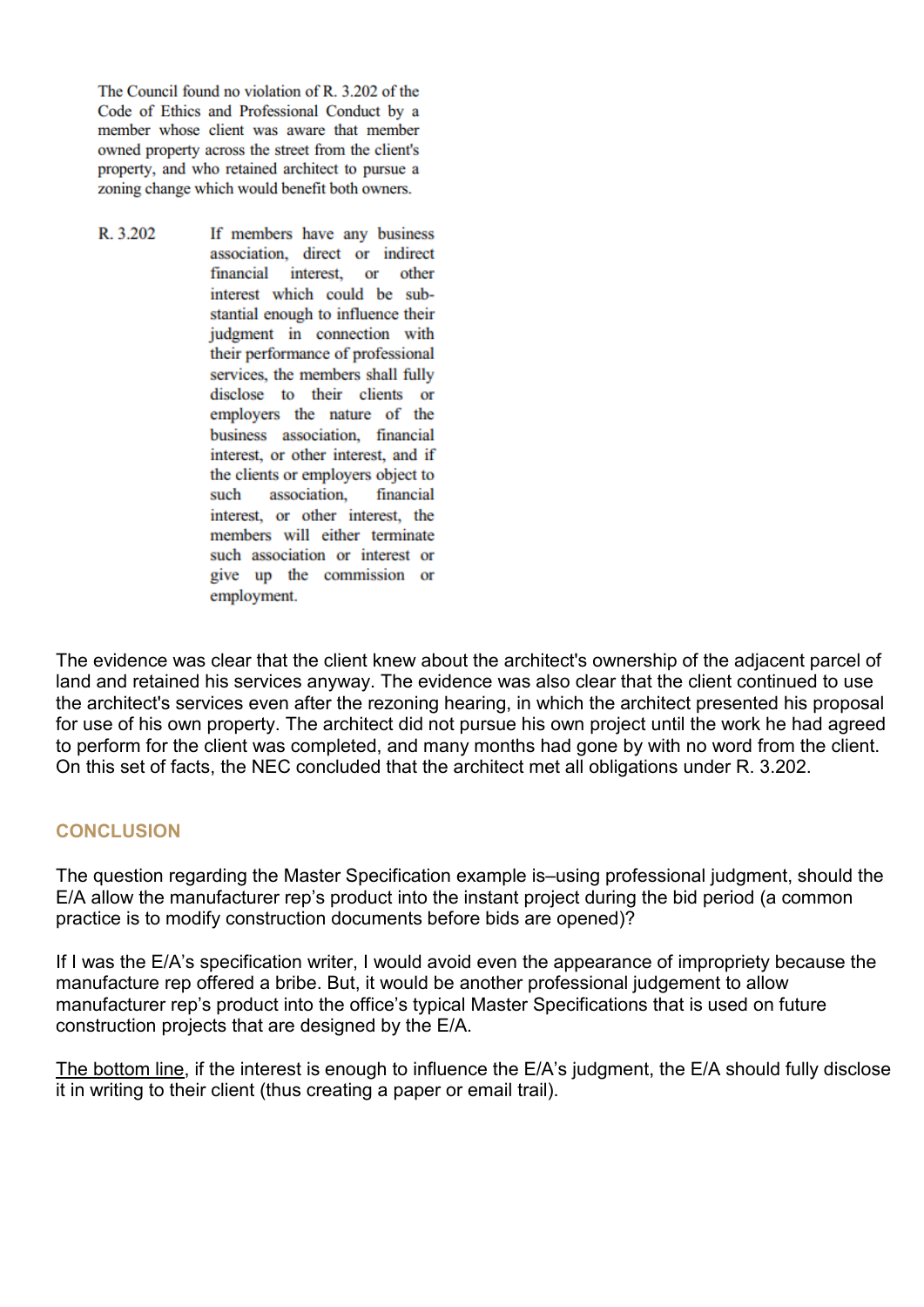The Council found no violation of R. 3.202 of the Code of Ethics and Professional Conduct by a member whose client was aware that member owned property across the street from the client's property, and who retained architect to pursue a zoning change which would benefit both owners.

R. 3.202 If members have any business association, direct or indirect financial interest, or other interest which could be substantial enough to influence their judgment in connection with their performance of professional services, the members shall fully disclose to their clients or employers the nature of the business association, financial interest, or other interest, and if the clients or employers object to such association, financial interest, or other interest, the members will either terminate such association or interest or give up the commission or employment.

The evidence was clear that the client knew about the architect's ownership of the adjacent parcel of land and retained his services anyway. The evidence was also clear that the client continued to use the architect's services even after the rezoning hearing, in which the architect presented his proposal for use of his own property. The architect did not pursue his own project until the work he had agreed to perform for the client was completed, and many months had gone by with no word from the client. On this set of facts, the NEC concluded that the architect met all obligations under R. 3.202.

## CONCLUSION

The question regarding the Master Specification example is–using professional judgment, should the E/A allow the manufacturer rep's product into the instant project during the bid period (a common practice is to modify construction documents before bids are opened)?

If I was the E/A's specification writer, I would avoid even the appearance of impropriety because the manufacture rep offered a bribe. But, it would be another professional judgement to allow manufacturer rep's product into the office's typical Master Specifications that is used on future construction projects that are designed by the E/A.

<u>The bottom line</u>, if the interest is enough to influence the E/A's judgment, the E/A should fully disclose it in writing to their client (thus creating a paper or email trail).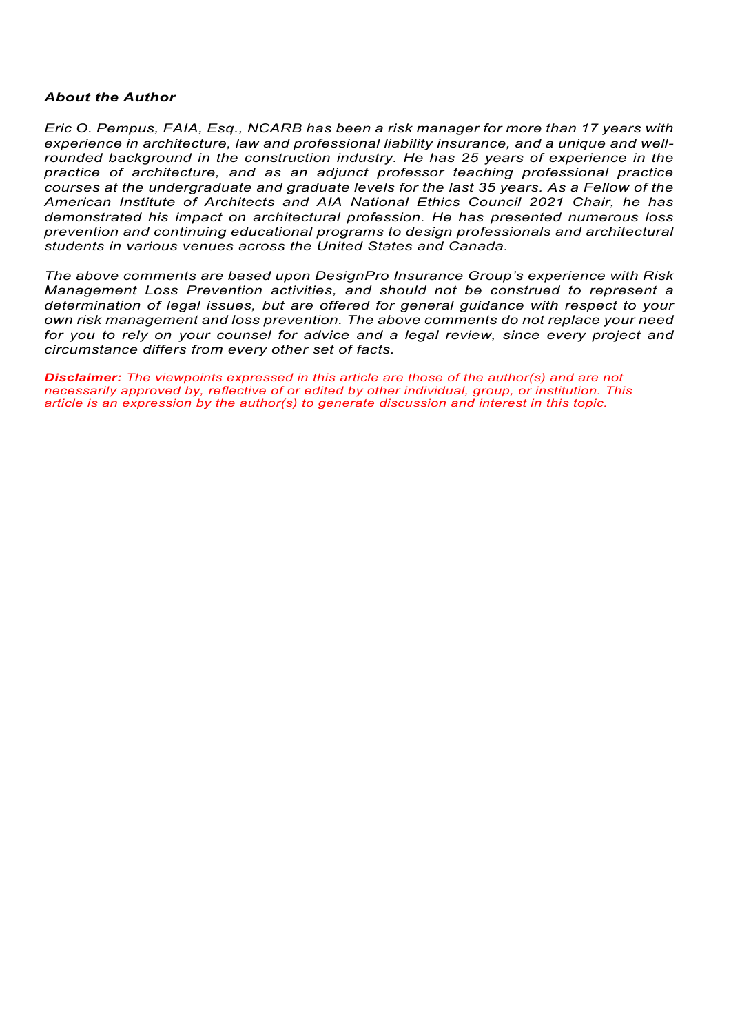***About the Author***

*Eric O. Pempus, FAIA, Esq., NCARB has been a risk manager for more than 17 years with experience in architecture, law and professional liability insurance, and a unique and well-rounded background in the construction industry. He has 25 years of experience in the practice of architecture, and as an adjunct professor teaching professional practice courses at the undergraduate and graduate levels for the last 35 years. As a Fellow of the American Institute of Architects and AIA National Ethics Council 2021 Chair, he has demonstrated his impact on architectural profession. He has presented numerous loss prevention and continuing educational programs to design professionals and architectural students in various venues across the United States and Canada.*

*The above comments are based upon DesignPro Insurance Group's experience with Risk Management Loss Prevention activities, and should not be construed to represent a determination of legal issues, but are offered for general guidance with respect to your own risk management and loss prevention. The above comments do not replace your need for you to rely on your counsel for advice and a legal review, since every project and circumstance differs from every other set of facts.*

***Disclaimer:*** *The viewpoints expressed in this article are those of the author(s) and are not necessarily approved by, reflective of or edited by other individual, group, or institution. This article is an expression by the author(s) to generate discussion and interest in this topic.*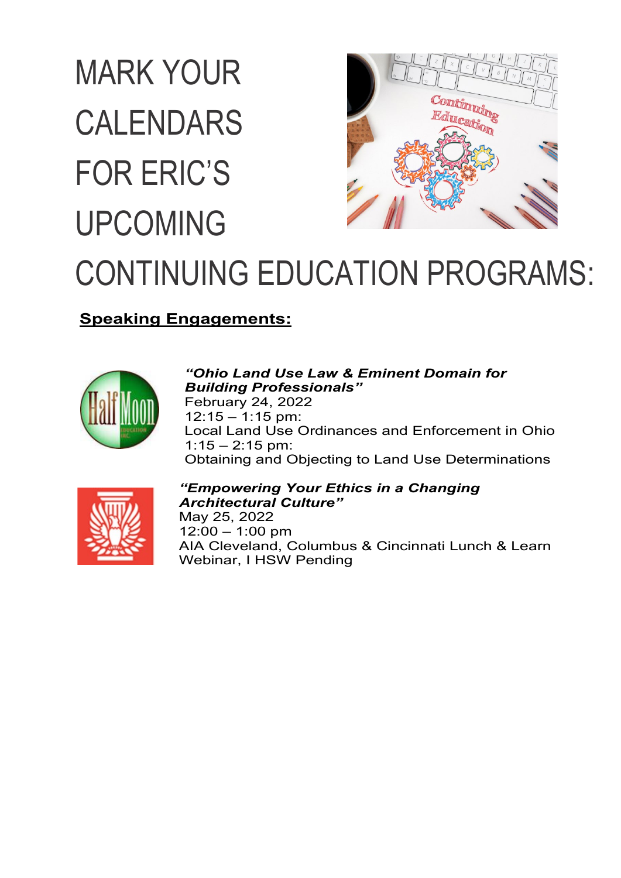# MARK YOUR CALENDARS FOR ERIC'S UPCOMING CONTINUING EDUCATION PROGRAMS:

**Speaking Engagements:**

***"Ohio Land Use Law & Eminent Domain for Building Professionals"***
February 24, 2022
12:15 – 1:15 pm:
Local Land Use Ordinances and Enforcement in Ohio
1:15 – 2:15 pm:
Obtaining and Objecting to Land Use Determinations

***"Empowering Your Ethics in a Changing Architectural Culture"***
May 25, 2022
12:00 – 1:00 pm
AIA Cleveland, Columbus & Cincinnati Lunch & Learn Webinar, I HSW Pending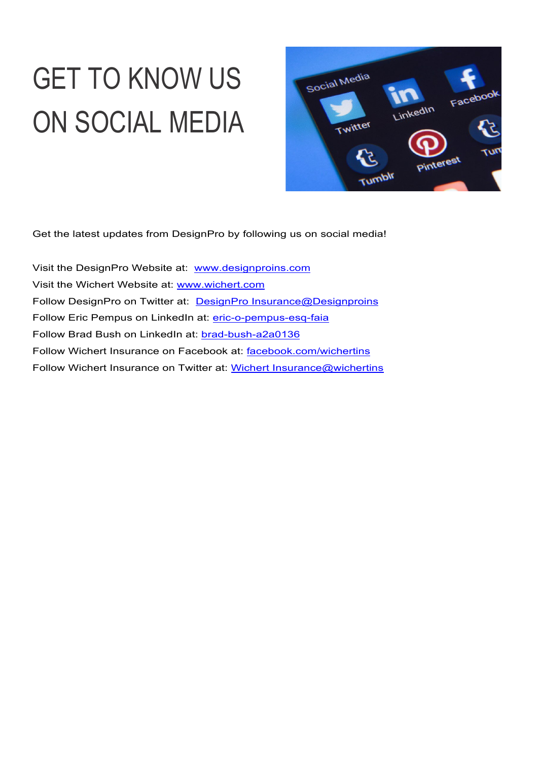# GET TO KNOW US ON SOCIAL MEDIA

Get the latest updates from DesignPro by following us on social media!

Visit the DesignPro Website at: www.designproins.com
Visit the Wichert Website at: www.wichert.com
Follow DesignPro on Twitter at: DesignPro Insurance@Designproins
Follow Eric Pempus on LinkedIn at: eric-o-pempus-esq-faia
Follow Brad Bush on LinkedIn at: brad-bush-a2a0136
Follow Wichert Insurance on Facebook at: facebook.com/wichertins
Follow Wichert Insurance on Twitter at: Wichert Insurance@wichertins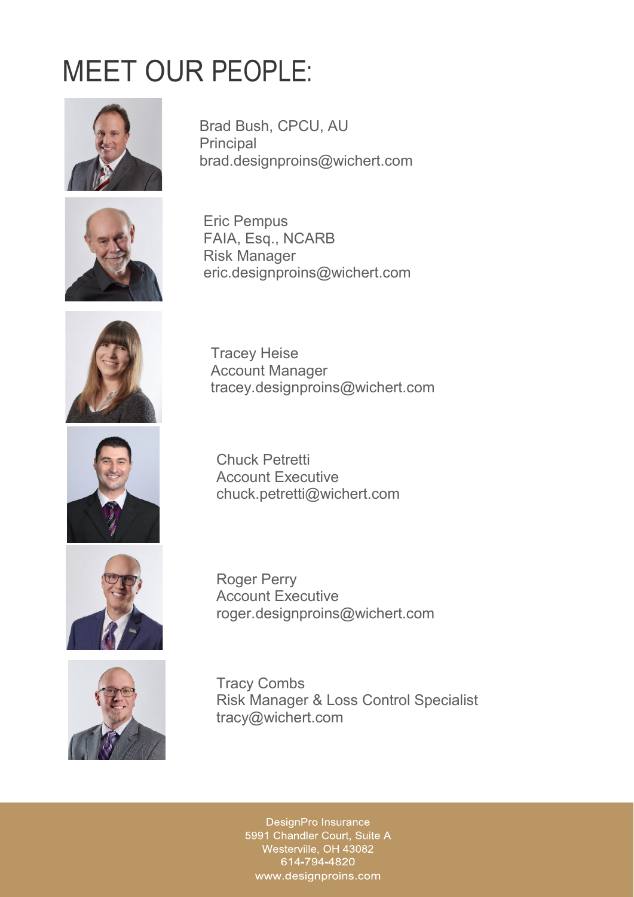# MEET OUR PEOPLE:

Brad Bush, CPCU, AU
Principal
brad.designproins@wichert.com

Eric Pempus
FAIA, Esq., NCARB
Risk Manager
eric.designproins@wichert.com

Tracey Heise
Account Manager
tracey.designproins@wichert.com

Chuck Petretti
Account Executive
chuck.petretti@wichert.com

Roger Perry
Account Executive
roger.designproins@wichert.com

Tracy Combs
Risk Manager & Loss Control Specialist
tracy@wichert.com

DesignPro Insurance
5991 Chandler Court, Suite A
Westerville, OH 43082
614-794-4820
www.designproins.com